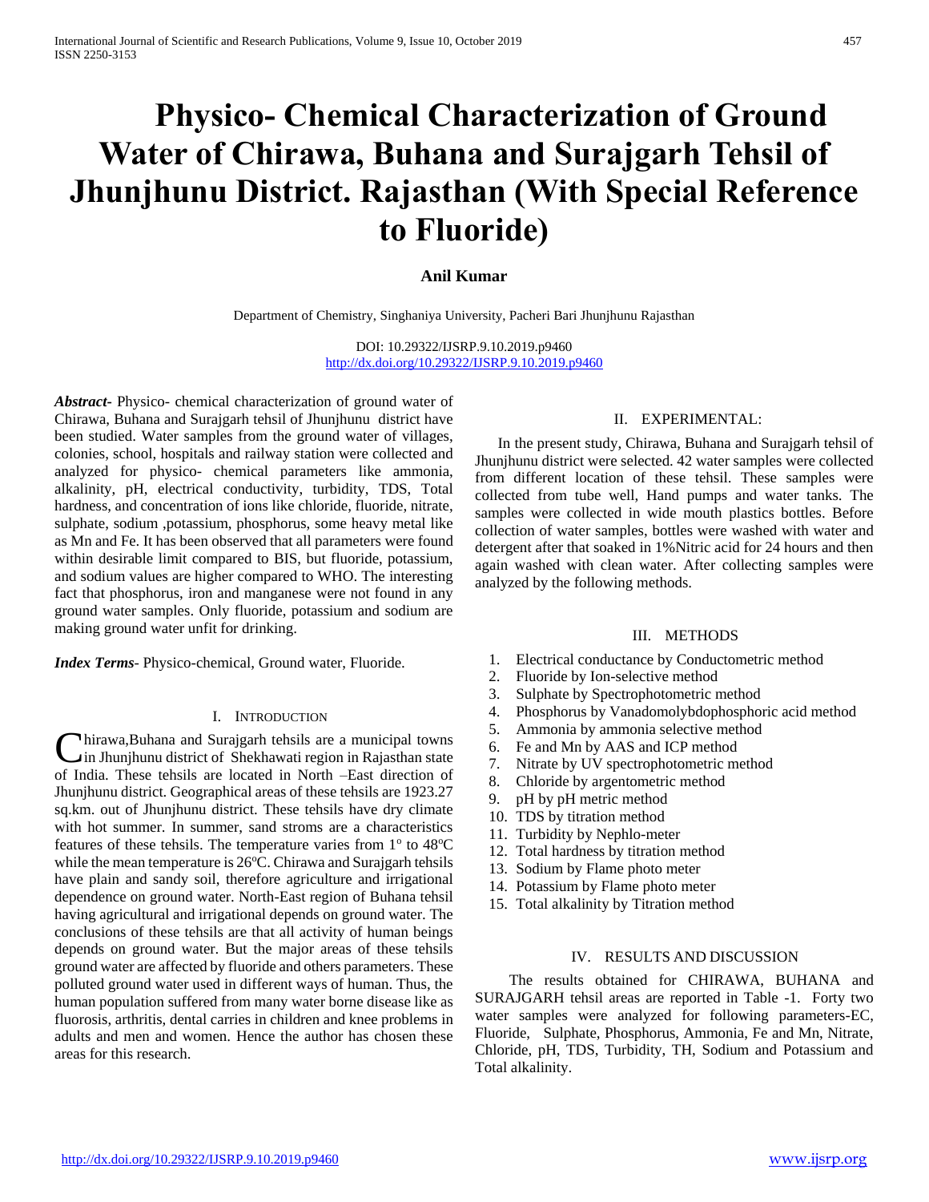# Physico- Chemical Characterization of Ground Water of Chirawa, Buhana and Surajgarh Tehsil of Jhunjhunu District. Rajasthan (With Special Reference to Fluoride)

**Anil Kumar**

Department of Chemistry, Singhaniya University, Pacheri Bari Jhunjhunu Rajasthan

DOI: 10.29322/IJSRP.9.10.2019.p9460
http://dx.doi.org/10.29322/IJSRP.9.10.2019.p9460

***Abstract***- Physico- chemical characterization of ground water of Chirawa, Buhana and Surajgarh tehsil of Jhunjhunu district have been studied. Water samples from the ground water of villages, colonies, school, hospitals and railway station were collected and analyzed for physico- chemical parameters like ammonia, alkalinity, pH, electrical conductivity, turbidity, TDS, Total hardness, and concentration of ions like chloride, fluoride, nitrate, sulphate, sodium ,potassium, phosphorus, some heavy metal like as Mn and Fe. It has been observed that all parameters were found within desirable limit compared to BIS, but fluoride, potassium, and sodium values are higher compared to WHO. The interesting fact that phosphorus, iron and manganese were not found in any ground water samples. Only fluoride, potassium and sodium are making ground water unfit for drinking.

***Index Terms***- Physico-chemical, Ground water, Fluoride.

## I. Introduction

Chirawa,Buhana and Surajgarh tehsils are a municipal towns in Jhunjhunu district of Shekhawati region in Rajasthan state of India. These tehsils are located in North –East direction of Jhunjhunu district. Geographical areas of these tehsils are 1923.27 sq.km. out of Jhunjhunu district. These tehsils have dry climate with hot summer. In summer, sand stroms are a characteristics features of these tehsils. The temperature varies from $1^{o}$ to $48^{o}C$ while the mean temperature is $26^{o}C$. Chirawa and Surajgarh tehsils have plain and sandy soil, therefore agriculture and irrigational dependence on ground water. North-East region of Buhana tehsil having agricultural and irrigational depends on ground water. The conclusions of these tehsils are that all activity of human beings depends on ground water. But the major areas of these tehsils ground water are affected by fluoride and others parameters. These polluted ground water used in different ways of human. Thus, the human population suffered from many water borne disease like as fluorosis, arthritis, dental carries in children and knee problems in adults and men and women. Hence the author has chosen these areas for this research.

## II. EXPERIMENTAL:

In the present study, Chirawa, Buhana and Surajgarh tehsil of Jhunjhunu district were selected. 42 water samples were collected from different location of these tehsil. These samples were collected from tube well, Hand pumps and water tanks. The samples were collected in wide mouth plastics bottles. Before collection of water samples, bottles were washed with water and detergent after that soaked in 1%Nitric acid for 24 hours and then again washed with clean water. After collecting samples were analyzed by the following methods.

## III. METHODS

1. Electrical conductance by Conductometric method
2. Fluoride by Ion-selective method
3. Sulphate by Spectrophotometric method
4. Phosphorus by Vanadomolybdophosphoric acid method
5. Ammonia by ammonia selective method
6. Fe and Mn by AAS and ICP method
7. Nitrate by UV spectrophotometric method
8. Chloride by argentometric method
9. pH by pH metric method
10. TDS by titration method
11. Turbidity by Nephlo-meter
12. Total hardness by titration method
13. Sodium by Flame photo meter
14. Potassium by Flame photo meter
15. Total alkalinity by Titration method

## IV. RESULTS AND DISCUSSION

The results obtained for CHIRAWA, BUHANA and SURAJGARH tehsil areas are reported in Table -1. Forty two water samples were analyzed for following parameters-EC, Fluoride, Sulphate, Phosphorus, Ammonia, Fe and Mn, Nitrate, Chloride, pH, TDS, Turbidity, TH, Sodium and Potassium and Total alkalinity.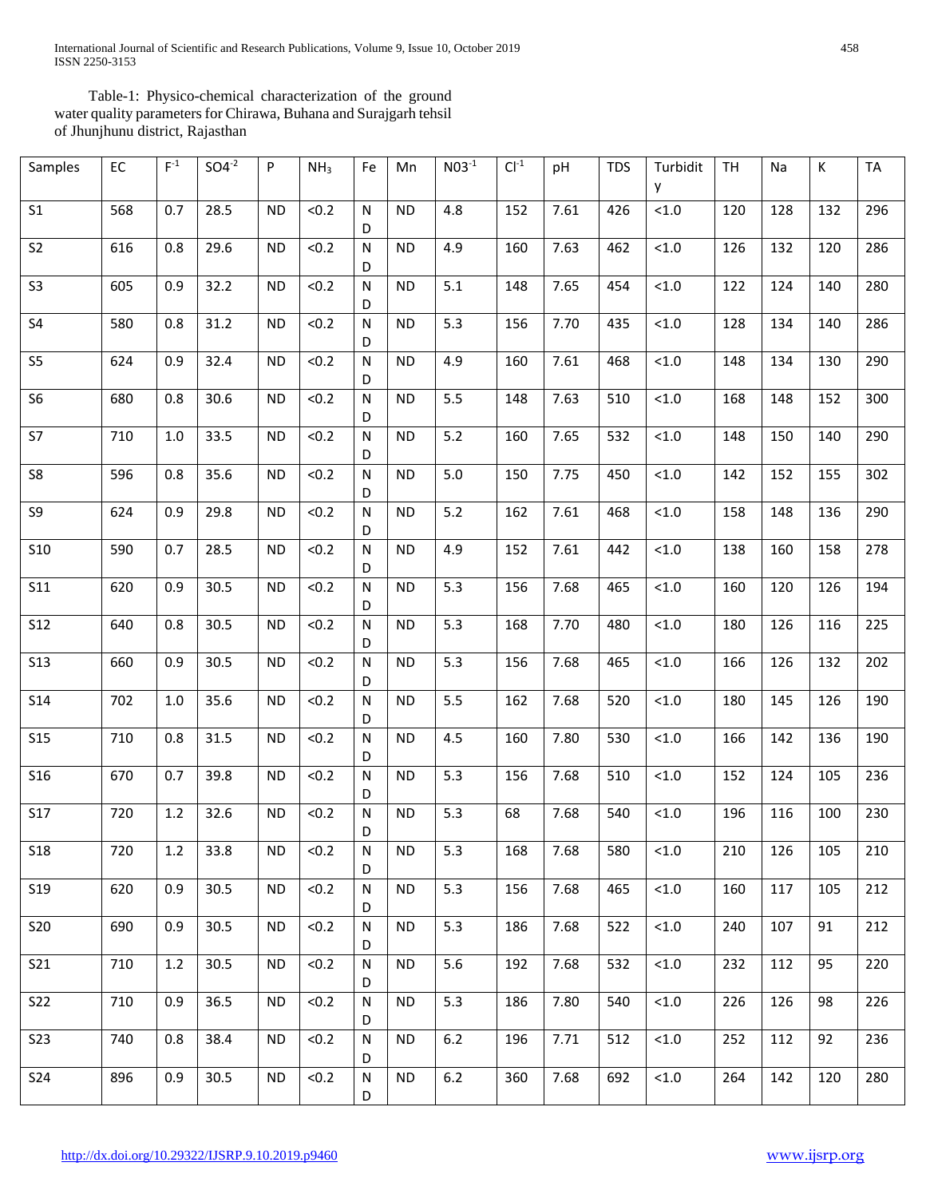Table-1: Physico-chemical characterization of the ground water quality parameters for Chirawa, Buhana and Surajgarh tehsil of Jhunjhunu district, Rajasthan

| Samples | EC | $F^{-1}$ | $SO4^{-2}$ | P | $NH_3$ | Fe | Mn | $NO3^{-1}$ | $Cl^{-1}$ | pH | TDS | Turbidity | TH | Na | K | TA |
|---|---|---|---|---|---|---|---|---|---|---|---|---|---|---|---|---|
| S1 | 568 | 0.7 | 28.5 | ND | <0.2 | ND | ND | 4.8 | 152 | 7.61 | 426 | <1.0 | 120 | 128 | 132 | 296 |
| S2 | 616 | 0.8 | 29.6 | ND | <0.2 | ND | ND | 4.9 | 160 | 7.63 | 462 | <1.0 | 126 | 132 | 120 | 286 |
| S3 | 605 | 0.9 | 32.2 | ND | <0.2 | ND | ND | 5.1 | 148 | 7.65 | 454 | <1.0 | 122 | 124 | 140 | 280 |
| S4 | 580 | 0.8 | 31.2 | ND | <0.2 | ND | ND | 5.3 | 156 | 7.70 | 435 | <1.0 | 128 | 134 | 140 | 286 |
| S5 | 624 | 0.9 | 32.4 | ND | <0.2 | ND | ND | 4.9 | 160 | 7.61 | 468 | <1.0 | 148 | 134 | 130 | 290 |
| S6 | 680 | 0.8 | 30.6 | ND | <0.2 | ND | ND | 5.5 | 148 | 7.63 | 510 | <1.0 | 168 | 148 | 152 | 300 |
| S7 | 710 | 1.0 | 33.5 | ND | <0.2 | ND | ND | 5.2 | 160 | 7.65 | 532 | <1.0 | 148 | 150 | 140 | 290 |
| S8 | 596 | 0.8 | 35.6 | ND | <0.2 | ND | ND | 5.0 | 150 | 7.75 | 450 | <1.0 | 142 | 152 | 155 | 302 |
| S9 | 624 | 0.9 | 29.8 | ND | <0.2 | ND | ND | 5.2 | 162 | 7.61 | 468 | <1.0 | 158 | 148 | 136 | 290 |
| S10 | 590 | 0.7 | 28.5 | ND | <0.2 | ND | ND | 4.9 | 152 | 7.61 | 442 | <1.0 | 138 | 160 | 158 | 278 |
| S11 | 620 | 0.9 | 30.5 | ND | <0.2 | ND | ND | 5.3 | 156 | 7.68 | 465 | <1.0 | 160 | 120 | 126 | 194 |
| S12 | 640 | 0.8 | 30.5 | ND | <0.2 | ND | ND | 5.3 | 168 | 7.70 | 480 | <1.0 | 180 | 126 | 116 | 225 |
| S13 | 660 | 0.9 | 30.5 | ND | <0.2 | ND | ND | 5.3 | 156 | 7.68 | 465 | <1.0 | 166 | 126 | 132 | 202 |
| S14 | 702 | 1.0 | 35.6 | ND | <0.2 | ND | ND | 5.5 | 162 | 7.68 | 520 | <1.0 | 180 | 145 | 126 | 190 |
| S15 | 710 | 0.8 | 31.5 | ND | <0.2 | ND | ND | 4.5 | 160 | 7.80 | 530 | <1.0 | 166 | 142 | 136 | 190 |
| S16 | 670 | 0.7 | 39.8 | ND | <0.2 | ND | ND | 5.3 | 156 | 7.68 | 510 | <1.0 | 152 | 124 | 105 | 236 |
| S17 | 720 | 1.2 | 32.6 | ND | <0.2 | ND | ND | 5.3 | 68 | 7.68 | 540 | <1.0 | 196 | 116 | 100 | 230 |
| S18 | 720 | 1.2 | 33.8 | ND | <0.2 | ND | ND | 5.3 | 168 | 7.68 | 580 | <1.0 | 210 | 126 | 105 | 210 |
| S19 | 620 | 0.9 | 30.5 | ND | <0.2 | ND | ND | 5.3 | 156 | 7.68 | 465 | <1.0 | 160 | 117 | 105 | 212 |
| S20 | 690 | 0.9 | 30.5 | ND | <0.2 | ND | ND | 5.3 | 186 | 7.68 | 522 | <1.0 | 240 | 107 | 91 | 212 |
| S21 | 710 | 1.2 | 30.5 | ND | <0.2 | ND | ND | 5.6 | 192 | 7.68 | 532 | <1.0 | 232 | 112 | 95 | 220 |
| S22 | 710 | 0.9 | 36.5 | ND | <0.2 | ND | ND | 5.3 | 186 | 7.80 | 540 | <1.0 | 226 | 126 | 98 | 226 |
| S23 | 740 | 0.8 | 38.4 | ND | <0.2 | ND | ND | 6.2 | 196 | 7.71 | 512 | <1.0 | 252 | 112 | 92 | 236 |
| S24 | 896 | 0.9 | 30.5 | ND | <0.2 | ND | ND | 6.2 | 360 | 7.68 | 692 | <1.0 | 264 | 142 | 120 | 280 |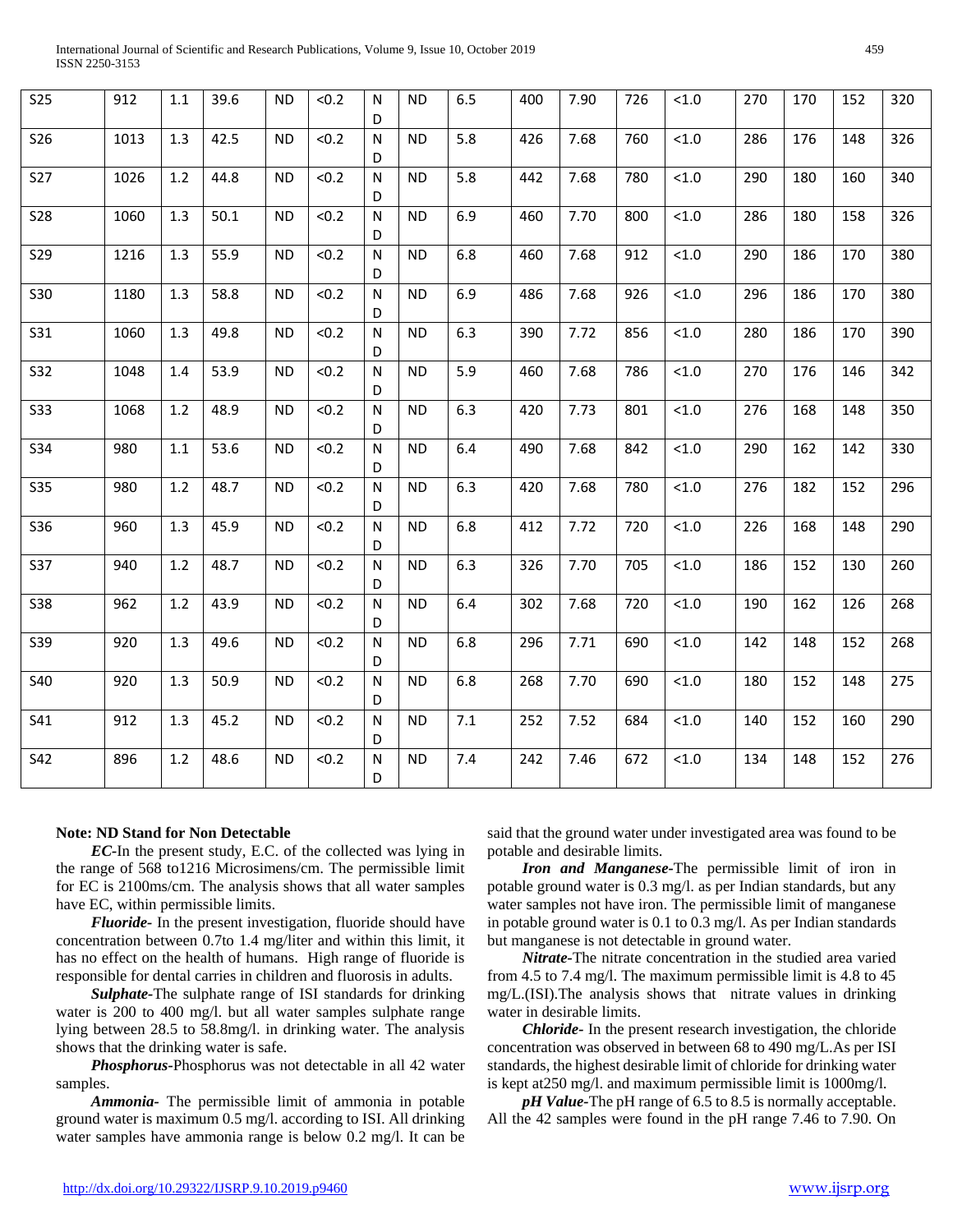| S25 | 912 | 1.1 | 39.6 | ND | <0.2 | ND | ND | 6.5 | 400 | 7.90 | 726 | <1.0 | 270 | 170 | 152 | 320 |
|---|---|---|---|---|---|---|---|---|---|---|---|---|---|---|---|---|
| S26 | 1013 | 1.3 | 42.5 | ND | <0.2 | ND | ND | 5.8 | 426 | 7.68 | 760 | <1.0 | 286 | 176 | 148 | 326 |
| S27 | 1026 | 1.2 | 44.8 | ND | <0.2 | ND | ND | 5.8 | 442 | 7.68 | 780 | <1.0 | 290 | 180 | 160 | 340 |
| S28 | 1060 | 1.3 | 50.1 | ND | <0.2 | ND | ND | 6.9 | 460 | 7.70 | 800 | <1.0 | 286 | 180 | 158 | 326 |
| S29 | 1216 | 1.3 | 55.9 | ND | <0.2 | ND | ND | 6.8 | 460 | 7.68 | 912 | <1.0 | 290 | 186 | 170 | 380 |
| S30 | 1180 | 1.3 | 58.8 | ND | <0.2 | ND | ND | 6.9 | 486 | 7.68 | 926 | <1.0 | 296 | 186 | 170 | 380 |
| S31 | 1060 | 1.3 | 49.8 | ND | <0.2 | ND | ND | 6.3 | 390 | 7.72 | 856 | <1.0 | 280 | 186 | 170 | 390 |
| S32 | 1048 | 1.4 | 53.9 | ND | <0.2 | ND | ND | 5.9 | 460 | 7.68 | 786 | <1.0 | 270 | 176 | 146 | 342 |
| S33 | 1068 | 1.2 | 48.9 | ND | <0.2 | ND | ND | 6.3 | 420 | 7.73 | 801 | <1.0 | 276 | 168 | 148 | 350 |
| S34 | 980 | 1.1 | 53.6 | ND | <0.2 | ND | ND | 6.4 | 490 | 7.68 | 842 | <1.0 | 290 | 162 | 142 | 330 |
| S35 | 980 | 1.2 | 48.7 | ND | <0.2 | ND | ND | 6.3 | 420 | 7.68 | 780 | <1.0 | 276 | 182 | 152 | 296 |
| S36 | 960 | 1.3 | 45.9 | ND | <0.2 | ND | ND | 6.8 | 412 | 7.72 | 720 | <1.0 | 226 | 168 | 148 | 290 |
| S37 | 940 | 1.2 | 48.7 | ND | <0.2 | ND | ND | 6.3 | 326 | 7.70 | 705 | <1.0 | 186 | 152 | 130 | 260 |
| S38 | 962 | 1.2 | 43.9 | ND | <0.2 | ND | ND | 6.4 | 302 | 7.68 | 720 | <1.0 | 190 | 162 | 126 | 268 |
| S39 | 920 | 1.3 | 49.6 | ND | <0.2 | ND | ND | 6.8 | 296 | 7.71 | 690 | <1.0 | 142 | 148 | 152 | 268 |
| S40 | 920 | 1.3 | 50.9 | ND | <0.2 | ND | ND | 6.8 | 268 | 7.70 | 690 | <1.0 | 180 | 152 | 148 | 275 |
| S41 | 912 | 1.3 | 45.2 | ND | <0.2 | ND | ND | 7.1 | 252 | 7.52 | 684 | <1.0 | 140 | 152 | 160 | 290 |
| S42 | 896 | 1.2 | 48.6 | ND | <0.2 | ND | ND | 7.4 | 242 | 7.46 | 672 | <1.0 | 134 | 148 | 152 | 276 |

**Note: ND Stand for Non Detectable**

***EC***-In the present study, E.C. of the collected was lying in the range of 568 to1216 Microsimens/cm. The permissible limit for EC is 2100ms/cm. The analysis shows that all water samples have EC, within permissible limits.

***Fluoride***- In the present investigation, fluoride should have concentration between 0.7to 1.4 mg/liter and within this limit, it has no effect on the health of humans. High range of fluoride is responsible for dental carries in children and fluorosis in adults.

***Sulphate***-The sulphate range of ISI standards for drinking water is 200 to 400 mg/l. but all water samples sulphate range lying between 28.5 to 58.8mg/l. in drinking water. The analysis shows that the drinking water is safe.

***Phosphorus***-Phosphorus was not detectable in all 42 water samples.

***Ammonia***- The permissible limit of ammonia in potable ground water is maximum 0.5 mg/l. according to ISI. All drinking water samples have ammonia range is below 0.2 mg/l. It can be said that the ground water under investigated area was found to be potable and desirable limits.

***Iron and Manganese***-The permissible limit of iron in potable ground water is 0.3 mg/l. as per Indian standards, but any water samples not have iron. The permissible limit of manganese in potable ground water is 0.1 to 0.3 mg/l. As per Indian standards but manganese is not detectable in ground water.

***Nitrate***-The nitrate concentration in the studied area varied from 4.5 to 7.4 mg/l. The maximum permissible limit is 4.8 to 45 mg/L.(ISI).The analysis shows that nitrate values in drinking water in desirable limits.

***Chloride***- In the present research investigation, the chloride concentration was observed in between 68 to 490 mg/L.As per ISI standards, the highest desirable limit of chloride for drinking water is kept at250 mg/l. and maximum permissible limit is 1000mg/l.

***pH Value***-The pH range of 6.5 to 8.5 is normally acceptable. All the 42 samples were found in the pH range 7.46 to 7.90. On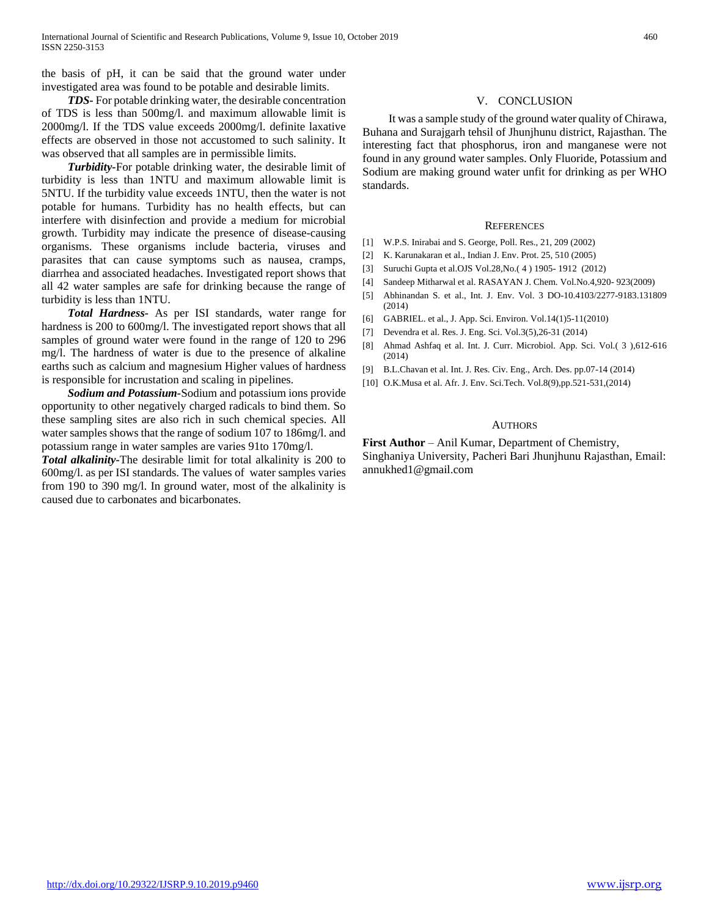the basis of pH, it can be said that the ground water under investigated area was found to be potable and desirable limits.

***TDS-*** For potable drinking water, the desirable concentration of TDS is less than 500mg/l. and maximum allowable limit is 2000mg/l. If the TDS value exceeds 2000mg/l. definite laxative effects are observed in those not accustomed to such salinity. It was observed that all samples are in permissible limits.

***Turbidity-***For potable drinking water, the desirable limit of turbidity is less than 1NTU and maximum allowable limit is 5NTU. If the turbidity value exceeds 1NTU, then the water is not potable for humans. Turbidity has no health effects, but can interfere with disinfection and provide a medium for microbial growth. Turbidity may indicate the presence of disease-causing organisms. These organisms include bacteria, viruses and parasites that can cause symptoms such as nausea, cramps, diarrhea and associated headaches. Investigated report shows that all 42 water samples are safe for drinking because the range of turbidity is less than 1NTU.

***Total Hardness-*** As per ISI standards, water range for hardness is 200 to 600mg/l. The investigated report shows that all samples of ground water were found in the range of 120 to 296 mg/l. The hardness of water is due to the presence of alkaline earths such as calcium and magnesium Higher values of hardness is responsible for incrustation and scaling in pipelines.

***Sodium and Potassium-***Sodium and potassium ions provide opportunity to other negatively charged radicals to bind them. So these sampling sites are also rich in such chemical species. All water samples shows that the range of sodium 107 to 186mg/l. and potassium range in water samples are varies 91to 170mg/l.

***Total alkalinity-***The desirable limit for total alkalinity is 200 to 600mg/l. as per ISI standards. The values of water samples varies from 190 to 390 mg/l. In ground water, most of the alkalinity is caused due to carbonates and bicarbonates.

## V. CONCLUSION

It was a sample study of the ground water quality of Chirawa, Buhana and Surajgarh tehsil of Jhunjhunu district, Rajasthan. The interesting fact that phosphorus, iron and manganese were not found in any ground water samples. Only Fluoride, Potassium and Sodium are making ground water unfit for drinking as per WHO standards.

## REFERENCES

[1] W.P.S. Inirabai and S. George, Poll. Res., 21, 209 (2002)

[2] K. Karunakaran et al., Indian J. Env. Prot. 25, 510 (2005)

[3] Suruchi Gupta et al.OJS Vol.28,No.( 4 ) 1905- 1912 (2012)

[4] Sandeep Mitharwal et al. RASAYAN J. Chem. Vol.No.4,920- 923(2009)

[5] Abhinandan S. et al., Int. J. Env. Vol. 3 DO-10.4103/2277-9183.131809 (2014)

[6] GABRIEL. et al., J. App. Sci. Environ. Vol.14(1)5-11(2010)

[7] Devendra et al. Res. J. Eng. Sci. Vol.3(5),26-31 (2014)

[8] Ahmad Ashfaq et al. Int. J. Curr. Microbiol. App. Sci. Vol.( 3 ),612-616 (2014)

[9] B.L.Chavan et al. Int. J. Res. Civ. Eng., Arch. Des. pp.07-14 (2014)

[10] O.K.Musa et al. Afr. J. Env. Sci.Tech. Vol.8(9),pp.521-531,(2014)

## AUTHORS

**First Author** – Anil Kumar, Department of Chemistry, Singhaniya University, Pacheri Bari Jhunjhunu Rajasthan, Email: annukhed1@gmail.com